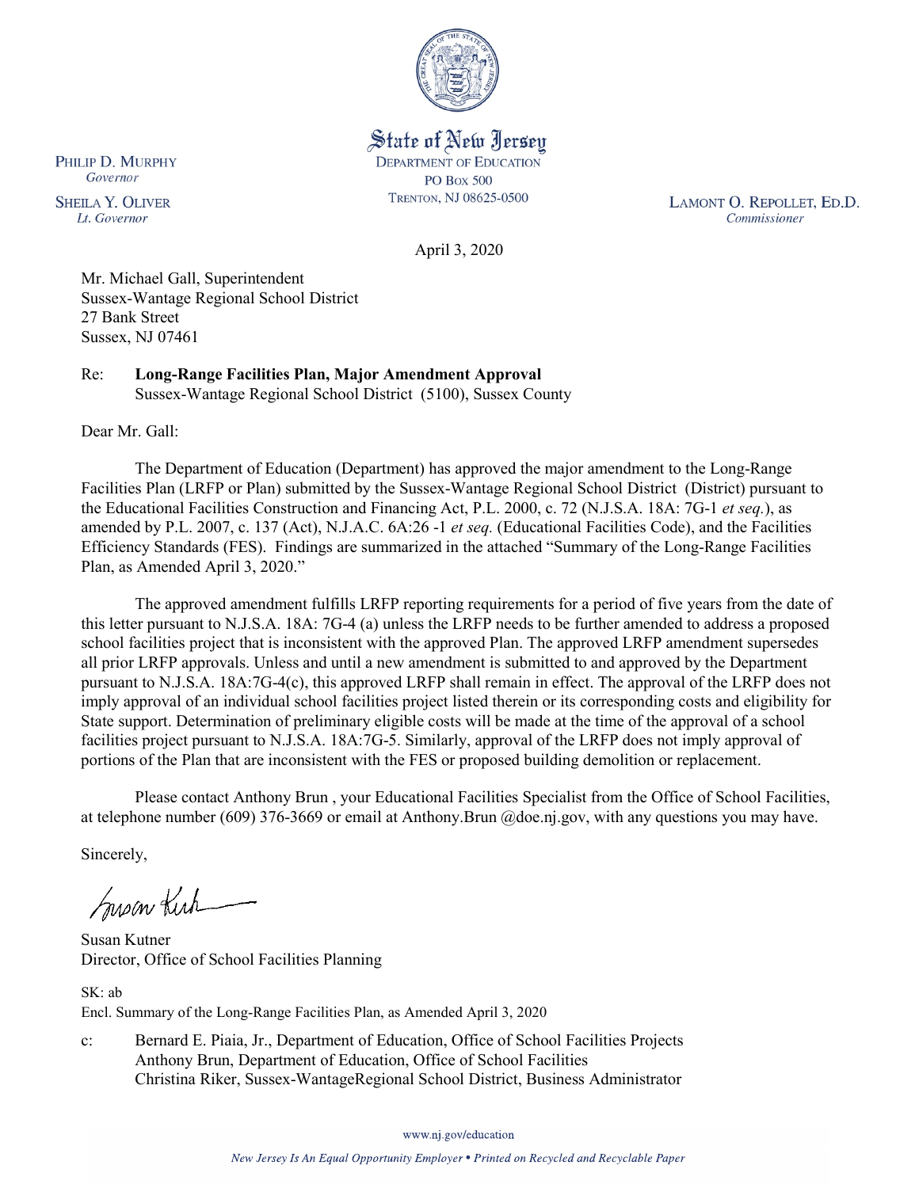State of New Jersey
DEPARTMENT OF EDUCATION
PO Box 500
TRENTON, NJ 08625-0500

PHILIP D. MURPHY
*Governor*

SHEILA Y. OLIVER
*Lt. Governor*

LAMONT O. REPOLLET, ED.D.
*Commissioner*

April 3, 2020

Mr. Michael Gall, Superintendent
Sussex-Wantage Regional School District
27 Bank Street
Sussex, NJ 07461

Re: **Long-Range Facilities Plan, Major Amendment Approval**
Sussex-Wantage Regional School District (5100), Sussex County

Dear Mr. Gall:

The Department of Education (Department) has approved the major amendment to the Long-Range Facilities Plan (LRFP or Plan) submitted by the Sussex-Wantage Regional School District (District) pursuant to the Educational Facilities Construction and Financing Act, P.L. 2000, c. 72 (N.J.S.A. 18A: 7G-1 *et seq.*), as amended by P.L. 2007, c. 137 (Act), N.J.A.C. 6A:26 -1 *et seq.* (Educational Facilities Code), and the Facilities Efficiency Standards (FES). Findings are summarized in the attached "Summary of the Long-Range Facilities Plan, as Amended April 3, 2020."

The approved amendment fulfills LRFP reporting requirements for a period of five years from the date of this letter pursuant to N.J.S.A. 18A: 7G-4 (a) unless the LRFP needs to be further amended to address a proposed school facilities project that is inconsistent with the approved Plan. The approved LRFP amendment supersedes all prior LRFP approvals. Unless and until a new amendment is submitted to and approved by the Department pursuant to N.J.S.A. 18A:7G-4(c), this approved LRFP shall remain in effect. The approval of the LRFP does not imply approval of an individual school facilities project listed therein or its corresponding costs and eligibility for State support. Determination of preliminary eligible costs will be made at the time of the approval of a school facilities project pursuant to N.J.S.A. 18A:7G-5. Similarly, approval of the LRFP does not imply approval of portions of the Plan that are inconsistent with the FES or proposed building demolition or replacement.

Please contact Anthony Brun , your Educational Facilities Specialist from the Office of School Facilities, at telephone number (609) 376-3669 or email at Anthony.Brun @doe.nj.gov, with any questions you may have.

Sincerely,

Susan Kutner
Director, Office of School Facilities Planning

SK: ab
Encl. Summary of the Long-Range Facilities Plan, as Amended April 3, 2020

c: Bernard E. Piaia, Jr., Department of Education, Office of School Facilities Projects
Anthony Brun, Department of Education, Office of School Facilities
Christina Riker, Sussex-WantageRegional School District, Business Administrator

www.nj.gov/education

*New Jersey Is An Equal Opportunity Employer • Printed on Recycled and Recyclable Paper*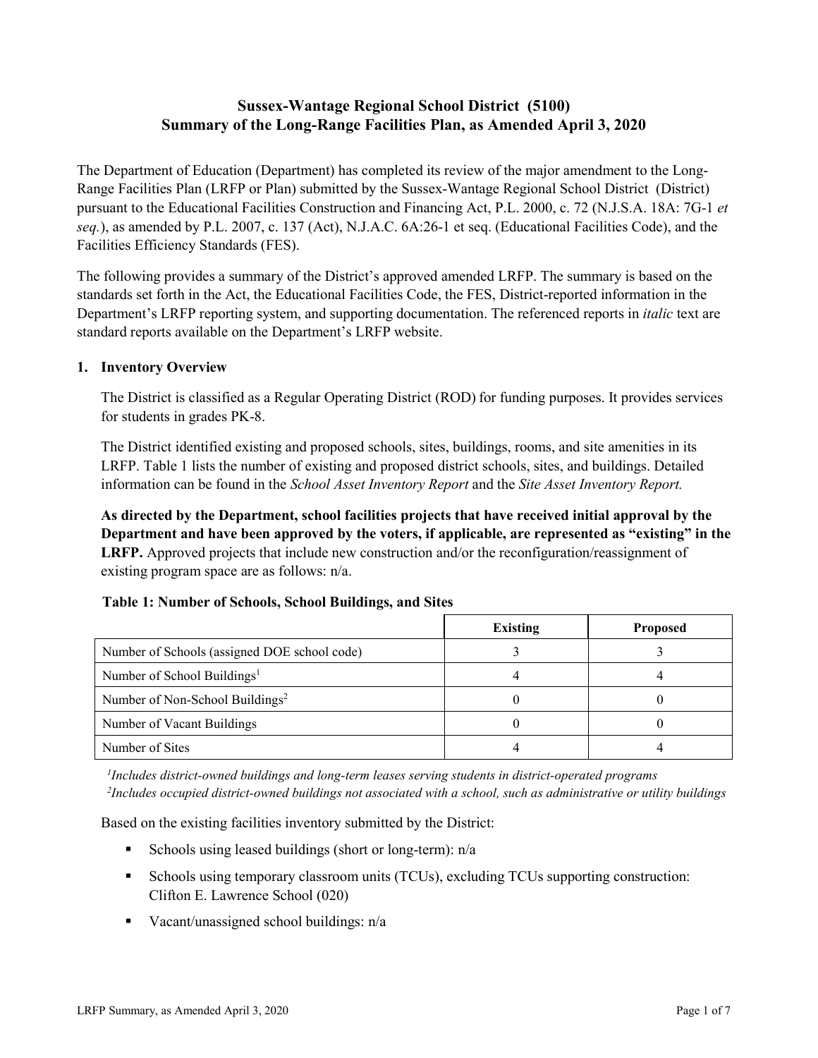# Sussex-Wantage Regional School District (5100)
# Summary of the Long-Range Facilities Plan, as Amended April 3, 2020

The Department of Education (Department) has completed its review of the major amendment to the Long-Range Facilities Plan (LRFP or Plan) submitted by the Sussex-Wantage Regional School District (District) pursuant to the Educational Facilities Construction and Financing Act, P.L. 2000, c. 72 (N.J.S.A. 18A: 7G-1 *et seq.*), as amended by P.L. 2007, c. 137 (Act), N.J.A.C. 6A:26-1 et seq. (Educational Facilities Code), and the Facilities Efficiency Standards (FES).

The following provides a summary of the District's approved amended LRFP. The summary is based on the standards set forth in the Act, the Educational Facilities Code, the FES, District-reported information in the Department's LRFP reporting system, and supporting documentation. The referenced reports in *italic* text are standard reports available on the Department's LRFP website.

## 1. Inventory Overview

The District is classified as a Regular Operating District (ROD) for funding purposes. It provides services for students in grades PK-8.

The District identified existing and proposed schools, sites, buildings, rooms, and site amenities in its LRFP. Table 1 lists the number of existing and proposed district schools, sites, and buildings. Detailed information can be found in the *School Asset Inventory Report* and the *Site Asset Inventory Report.*

**As directed by the Department, school facilities projects that have received initial approval by the Department and have been approved by the voters, if applicable, are represented as "existing" in the LRFP.** Approved projects that include new construction and/or the reconfiguration/reassignment of existing program space are as follows: n/a.

**Table 1: Number of Schools, School Buildings, and Sites**

| | Existing | Proposed |
|---|---|---|
| Number of Schools (assigned DOE school code) | 3 | 3 |
| Number of School Buildings[1] | 4 | 4 |
| Number of Non-School Buildings[2] | 0 | 0 |
| Number of Vacant Buildings | 0 | 0 |
| Number of Sites | 4 | 4 |

[1]*Includes district-owned buildings and long-term leases serving students in district-operated programs*
[2]*Includes occupied district-owned buildings not associated with a school, such as administrative or utility buildings*

Based on the existing facilities inventory submitted by the District:

- Schools using leased buildings (short or long-term): n/a
- Schools using temporary classroom units (TCUs), excluding TCUs supporting construction: Clifton E. Lawrence School (020)
- Vacant/unassigned school buildings: n/a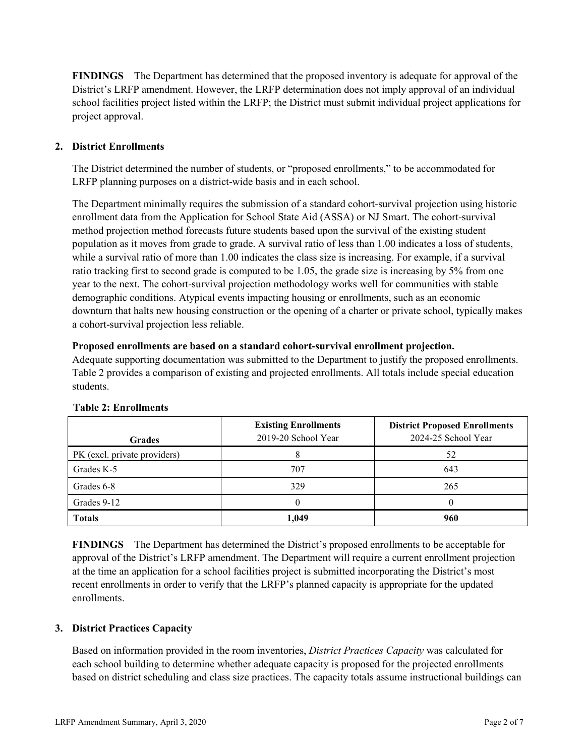**FINDINGS** The Department has determined that the proposed inventory is adequate for approval of the District's LRFP amendment. However, the LRFP determination does not imply approval of an individual school facilities project listed within the LRFP; the District must submit individual project applications for project approval.

## 2. District Enrollments

The District determined the number of students, or "proposed enrollments," to be accommodated for LRFP planning purposes on a district-wide basis and in each school.

The Department minimally requires the submission of a standard cohort-survival projection using historic enrollment data from the Application for School State Aid (ASSA) or NJ Smart. The cohort-survival method projection method forecasts future students based upon the survival of the existing student population as it moves from grade to grade. A survival ratio of less than 1.00 indicates a loss of students, while a survival ratio of more than 1.00 indicates the class size is increasing. For example, if a survival ratio tracking first to second grade is computed to be 1.05, the grade size is increasing by 5% from one year to the next. The cohort-survival projection methodology works well for communities with stable demographic conditions. Atypical events impacting housing or enrollments, such as an economic downturn that halts new housing construction or the opening of a charter or private school, typically makes a cohort-survival projection less reliable.

**Proposed enrollments are based on a standard cohort-survival enrollment projection.**
Adequate supporting documentation was submitted to the Department to justify the proposed enrollments. Table 2 provides a comparison of existing and projected enrollments. All totals include special education students.

**Table 2: Enrollments**

| Grades | Existing Enrollments 2019-20 School Year | District Proposed Enrollments 2024-25 School Year |
|---|---|---|
| PK (excl. private providers) | 8 | 52 |
| Grades K-5 | 707 | 643 |
| Grades 6-8 | 329 | 265 |
| Grades 9-12 | 0 | 0 |
| **Totals** | **1,049** | **960** |

**FINDINGS** The Department has determined the District's proposed enrollments to be acceptable for approval of the District's LRFP amendment. The Department will require a current enrollment projection at the time an application for a school facilities project is submitted incorporating the District's most recent enrollments in order to verify that the LRFP's planned capacity is appropriate for the updated enrollments.

## 3. District Practices Capacity

Based on information provided in the room inventories, *District Practices Capacity* was calculated for each school building to determine whether adequate capacity is proposed for the projected enrollments based on district scheduling and class size practices. The capacity totals assume instructional buildings can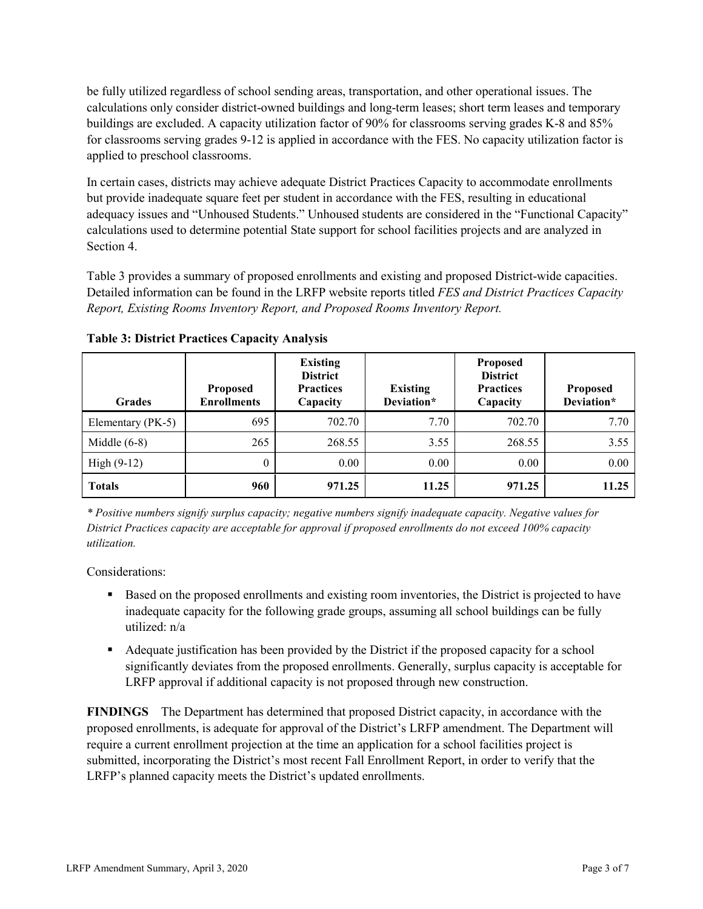be fully utilized regardless of school sending areas, transportation, and other operational issues. The calculations only consider district-owned buildings and long-term leases; short term leases and temporary buildings are excluded. A capacity utilization factor of 90% for classrooms serving grades K-8 and 85% for classrooms serving grades 9-12 is applied in accordance with the FES. No capacity utilization factor is applied to preschool classrooms.

In certain cases, districts may achieve adequate District Practices Capacity to accommodate enrollments but provide inadequate square feet per student in accordance with the FES, resulting in educational adequacy issues and "Unhoused Students." Unhoused students are considered in the "Functional Capacity" calculations used to determine potential State support for school facilities projects and are analyzed in Section 4.

Table 3 provides a summary of proposed enrollments and existing and proposed District-wide capacities. Detailed information can be found in the LRFP website reports titled *FES and District Practices Capacity Report, Existing Rooms Inventory Report, and Proposed Rooms Inventory Report.*

**Table 3: District Practices Capacity Analysis**

| Grades | Proposed Enrollments | Existing District Practices Capacity | Existing Deviation* | Proposed District Practices Capacity | Proposed Deviation* |
|---|---|---|---|---|---|
| Elementary (PK-5) | 695 | 702.70 | 7.70 | 702.70 | 7.70 |
| Middle (6-8) | 265 | 268.55 | 3.55 | 268.55 | 3.55 |
| High (9-12) | 0 | 0.00 | 0.00 | 0.00 | 0.00 |
| **Totals** | **960** | **971.25** | **11.25** | **971.25** | **11.25** |

*\* Positive numbers signify surplus capacity; negative numbers signify inadequate capacity. Negative values for District Practices capacity are acceptable for approval if proposed enrollments do not exceed 100% capacity utilization.*

Considerations:

- Based on the proposed enrollments and existing room inventories, the District is projected to have inadequate capacity for the following grade groups, assuming all school buildings can be fully utilized: n/a
- Adequate justification has been provided by the District if the proposed capacity for a school significantly deviates from the proposed enrollments. Generally, surplus capacity is acceptable for LRFP approval if additional capacity is not proposed through new construction.

**FINDINGS** The Department has determined that proposed District capacity, in accordance with the proposed enrollments, is adequate for approval of the District's LRFP amendment. The Department will require a current enrollment projection at the time an application for a school facilities project is submitted, incorporating the District's most recent Fall Enrollment Report, in order to verify that the LRFP's planned capacity meets the District's updated enrollments.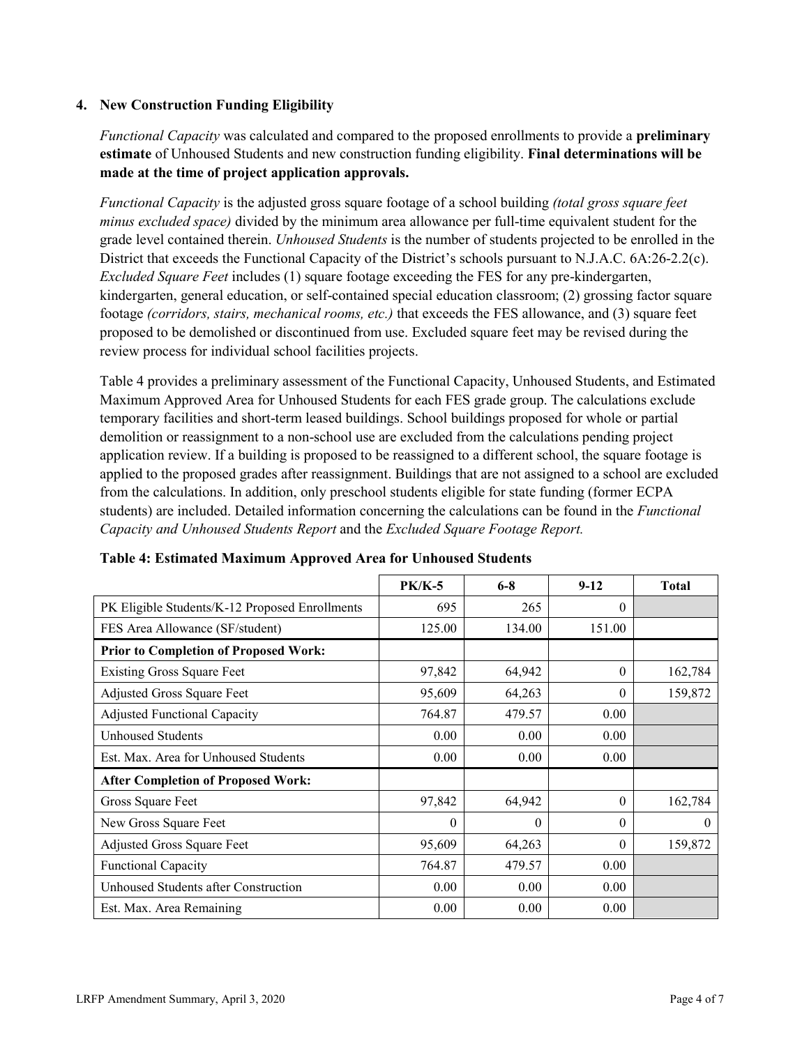### 4. New Construction Funding Eligibility

*Functional Capacity* was calculated and compared to the proposed enrollments to provide a **preliminary estimate** of Unhoused Students and new construction funding eligibility. **Final determinations will be made at the time of project application approvals.**

*Functional Capacity* is the adjusted gross square footage of a school building *(total gross square feet minus excluded space)* divided by the minimum area allowance per full-time equivalent student for the grade level contained therein. *Unhoused Students* is the number of students projected to be enrolled in the District that exceeds the Functional Capacity of the District's schools pursuant to N.J.A.C. 6A:26-2.2(c). *Excluded Square Feet* includes (1) square footage exceeding the FES for any pre-kindergarten, kindergarten, general education, or self-contained special education classroom; (2) grossing factor square footage *(corridors, stairs, mechanical rooms, etc.)* that exceeds the FES allowance, and (3) square feet proposed to be demolished or discontinued from use. Excluded square feet may be revised during the review process for individual school facilities projects.

Table 4 provides a preliminary assessment of the Functional Capacity, Unhoused Students, and Estimated Maximum Approved Area for Unhoused Students for each FES grade group. The calculations exclude temporary facilities and short-term leased buildings. School buildings proposed for whole or partial demolition or reassignment to a non-school use are excluded from the calculations pending project application review. If a building is proposed to be reassigned to a different school, the square footage is applied to the proposed grades after reassignment. Buildings that are not assigned to a school are excluded from the calculations. In addition, only preschool students eligible for state funding (former ECPA students) are included. Detailed information concerning the calculations can be found in the *Functional Capacity and Unhoused Students Report* and the *Excluded Square Footage Report.*

**Table 4: Estimated Maximum Approved Area for Unhoused Students**

| | PK/K-5 | 6-8 | 9-12 | Total |
|---|---|---|---|---|
| PK Eligible Students/K-12 Proposed Enrollments | 695 | 265 | 0 | |
| FES Area Allowance (SF/student) | 125.00 | 134.00 | 151.00 | |
| **Prior to Completion of Proposed Work:** | | | | |
| Existing Gross Square Feet | 97,842 | 64,942 | 0 | 162,784 |
| Adjusted Gross Square Feet | 95,609 | 64,263 | 0 | 159,872 |
| Adjusted Functional Capacity | 764.87 | 479.57 | 0.00 | |
| Unhoused Students | 0.00 | 0.00 | 0.00 | |
| Est. Max. Area for Unhoused Students | 0.00 | 0.00 | 0.00 | |
| **After Completion of Proposed Work:** | | | | |
| Gross Square Feet | 97,842 | 64,942 | 0 | 162,784 |
| New Gross Square Feet | 0 | 0 | 0 | 0 |
| Adjusted Gross Square Feet | 95,609 | 64,263 | 0 | 159,872 |
| Functional Capacity | 764.87 | 479.57 | 0.00 | |
| Unhoused Students after Construction | 0.00 | 0.00 | 0.00 | |
| Est. Max. Area Remaining | 0.00 | 0.00 | 0.00 | |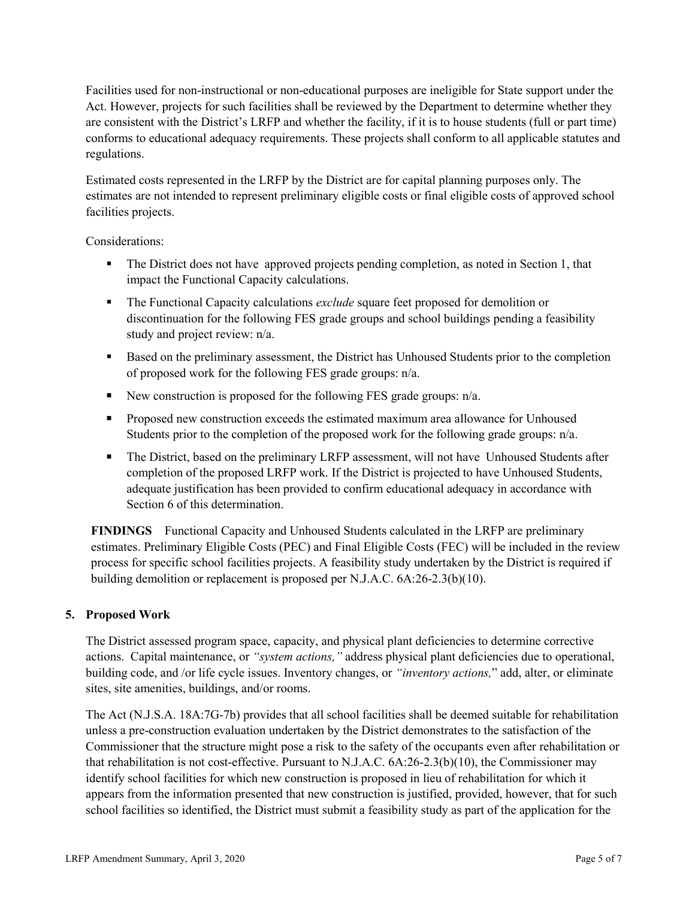Facilities used for non-instructional or non-educational purposes are ineligible for State support under the Act. However, projects for such facilities shall be reviewed by the Department to determine whether they are consistent with the District's LRFP and whether the facility, if it is to house students (full or part time) conforms to educational adequacy requirements. These projects shall conform to all applicable statutes and regulations.

Estimated costs represented in the LRFP by the District are for capital planning purposes only. The estimates are not intended to represent preliminary eligible costs or final eligible costs of approved school facilities projects.

Considerations:

- The District does not have approved projects pending completion, as noted in Section 1, that impact the Functional Capacity calculations.
- The Functional Capacity calculations *exclude* square feet proposed for demolition or discontinuation for the following FES grade groups and school buildings pending a feasibility study and project review: n/a.
- Based on the preliminary assessment, the District has Unhoused Students prior to the completion of proposed work for the following FES grade groups: n/a.
- New construction is proposed for the following FES grade groups: n/a.
- Proposed new construction exceeds the estimated maximum area allowance for Unhoused Students prior to the completion of the proposed work for the following grade groups: n/a.
- The District, based on the preliminary LRFP assessment, will not have Unhoused Students after completion of the proposed LRFP work. If the District is projected to have Unhoused Students, adequate justification has been provided to confirm educational adequacy in accordance with Section 6 of this determination.

**FINDINGS** Functional Capacity and Unhoused Students calculated in the LRFP are preliminary estimates. Preliminary Eligible Costs (PEC) and Final Eligible Costs (FEC) will be included in the review process for specific school facilities projects. A feasibility study undertaken by the District is required if building demolition or replacement is proposed per N.J.A.C. 6A:26-2.3(b)(10).

## 5. Proposed Work

The District assessed program space, capacity, and physical plant deficiencies to determine corrective actions. Capital maintenance, or *"system actions,"* address physical plant deficiencies due to operational, building code, and /or life cycle issues. Inventory changes, or *"inventory actions,"* add, alter, or eliminate sites, site amenities, buildings, and/or rooms.

The Act (N.J.S.A. 18A:7G-7b) provides that all school facilities shall be deemed suitable for rehabilitation unless a pre-construction evaluation undertaken by the District demonstrates to the satisfaction of the Commissioner that the structure might pose a risk to the safety of the occupants even after rehabilitation or that rehabilitation is not cost-effective. Pursuant to N.J.A.C. 6A:26-2.3(b)(10), the Commissioner may identify school facilities for which new construction is proposed in lieu of rehabilitation for which it appears from the information presented that new construction is justified, provided, however, that for such school facilities so identified, the District must submit a feasibility study as part of the application for the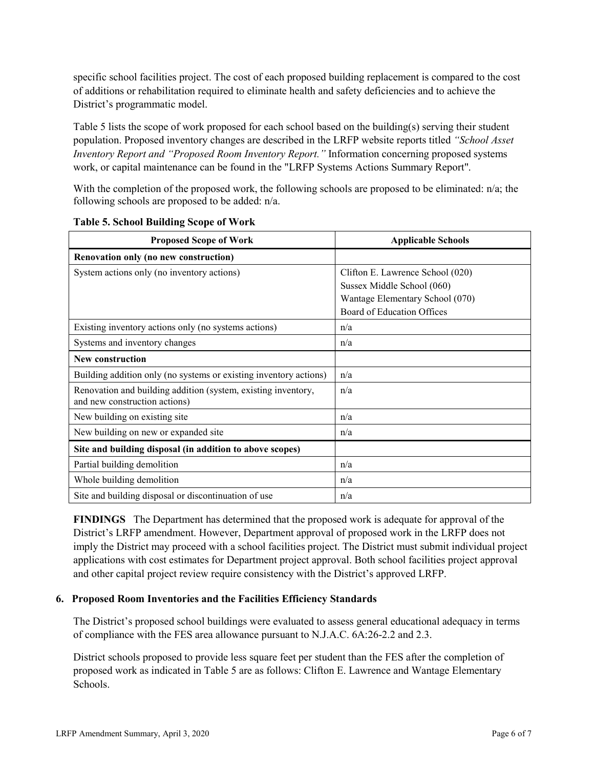specific school facilities project. The cost of each proposed building replacement is compared to the cost of additions or rehabilitation required to eliminate health and safety deficiencies and to achieve the District's programmatic model.

Table 5 lists the scope of work proposed for each school based on the building(s) serving their student population. Proposed inventory changes are described in the LRFP website reports titled *"School Asset Inventory Report and "Proposed Room Inventory Report."* Information concerning proposed systems work, or capital maintenance can be found in the "LRFP Systems Actions Summary Report".

With the completion of the proposed work, the following schools are proposed to be eliminated: n/a; the following schools are proposed to be added: n/a.

**Table 5. School Building Scope of Work**

| Proposed Scope of Work | Applicable Schools |
|---|---|
| **Renovation only (no new construction)** | |
| System actions only (no inventory actions) | Clifton E. Lawrence School (020)<br>Sussex Middle School (060)<br>Wantage Elementary School (070)<br>Board of Education Offices |
| Existing inventory actions only (no systems actions) | n/a |
| Systems and inventory changes | n/a |
| **New construction** | |
| Building addition only (no systems or existing inventory actions) | n/a |
| Renovation and building addition (system, existing inventory, and new construction actions) | n/a |
| New building on existing site | n/a |
| New building on new or expanded site | n/a |
| **Site and building disposal (in addition to above scopes)** | |
| Partial building demolition | n/a |
| Whole building demolition | n/a |
| Site and building disposal or discontinuation of use | n/a |

**FINDINGS** The Department has determined that the proposed work is adequate for approval of the District's LRFP amendment. However, Department approval of proposed work in the LRFP does not imply the District may proceed with a school facilities project. The District must submit individual project applications with cost estimates for Department project approval. Both school facilities project approval and other capital project review require consistency with the District's approved LRFP.

### 6. Proposed Room Inventories and the Facilities Efficiency Standards

The District's proposed school buildings were evaluated to assess general educational adequacy in terms of compliance with the FES area allowance pursuant to N.J.A.C. 6A:26-2.2 and 2.3.

District schools proposed to provide less square feet per student than the FES after the completion of proposed work as indicated in Table 5 are as follows: Clifton E. Lawrence and Wantage Elementary Schools.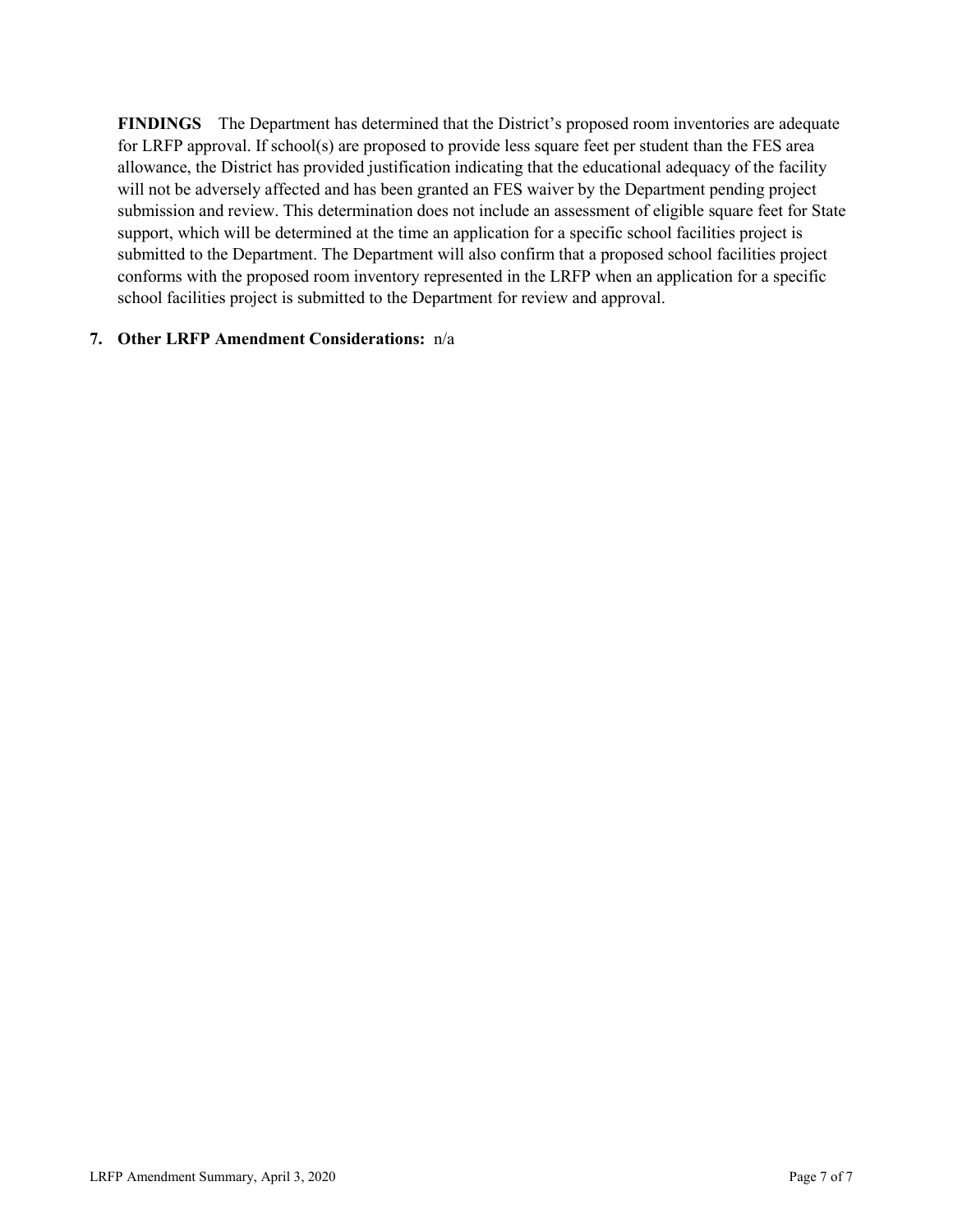**FINDINGS** The Department has determined that the District's proposed room inventories are adequate for LRFP approval. If school(s) are proposed to provide less square feet per student than the FES area allowance, the District has provided justification indicating that the educational adequacy of the facility will not be adversely affected and has been granted an FES waiver by the Department pending project submission and review. This determination does not include an assessment of eligible square feet for State support, which will be determined at the time an application for a specific school facilities project is submitted to the Department. The Department will also confirm that a proposed school facilities project conforms with the proposed room inventory represented in the LRFP when an application for a specific school facilities project is submitted to the Department for review and approval.

**7. Other LRFP Amendment Considerations:** n/a